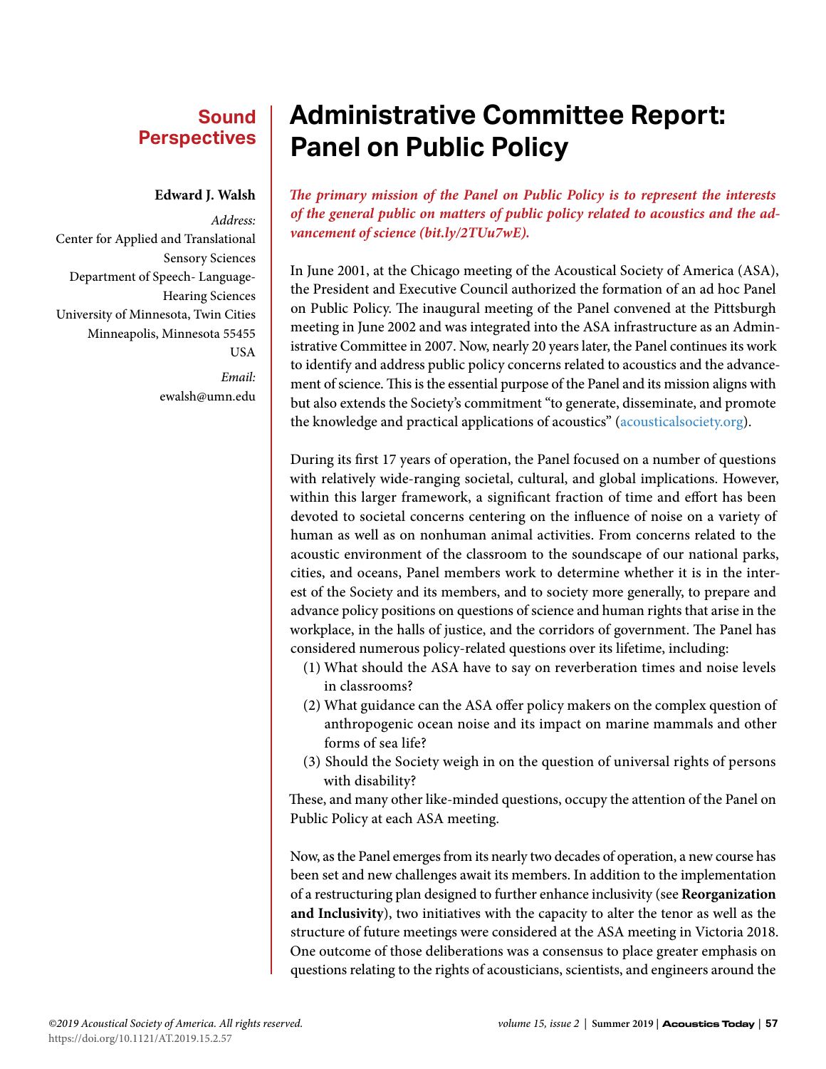Sound Perspectives

# Administrative Committee Report: Panel on Public Policy

**Edward J. Walsh**

*Address:*
Center for Applied and Translational Sensory Sciences
Department of Speech- Language-Hearing Sciences
University of Minnesota, Twin Cities
Minneapolis, Minnesota 55455
USA

*Email:*
ewalsh@umn.edu

***The primary mission of the Panel on Public Policy is to represent the interests of the general public on matters of public policy related to acoustics and the advancement of science (bit.ly/2TUu7wE).***

In June 2001, at the Chicago meeting of the Acoustical Society of America (ASA), the President and Executive Council authorized the formation of an ad hoc Panel on Public Policy. The inaugural meeting of the Panel convened at the Pittsburgh meeting in June 2002 and was integrated into the ASA infrastructure as an Administrative Committee in 2007. Now, nearly 20 years later, the Panel continues its work to identify and address public policy concerns related to acoustics and the advancement of science. This is the essential purpose of the Panel and its mission aligns with but also extends the Society's commitment "to generate, disseminate, and promote the knowledge and practical applications of acoustics" (acousticalsociety.org).

During its first 17 years of operation, the Panel focused on a number of questions with relatively wide-ranging societal, cultural, and global implications. However, within this larger framework, a significant fraction of time and effort has been devoted to societal concerns centering on the influence of noise on a variety of human as well as on nonhuman animal activities. From concerns related to the acoustic environment of the classroom to the soundscape of our national parks, cities, and oceans, Panel members work to determine whether it is in the interest of the Society and its members, and to society more generally, to prepare and advance policy positions on questions of science and human rights that arise in the workplace, in the halls of justice, and the corridors of government. The Panel has considered numerous policy-related questions over its lifetime, including:

(1) What should the ASA have to say on reverberation times and noise levels in classrooms?
(2) What guidance can the ASA offer policy makers on the complex question of anthropogenic ocean noise and its impact on marine mammals and other forms of sea life?
(3) Should the Society weigh in on the question of universal rights of persons with disability?

These, and many other like-minded questions, occupy the attention of the Panel on Public Policy at each ASA meeting.

Now, as the Panel emerges from its nearly two decades of operation, a new course has been set and new challenges await its members. In addition to the implementation of a restructuring plan designed to further enhance inclusivity (see **Reorganization and Inclusivity**), two initiatives with the capacity to alter the tenor as well as the structure of future meetings were considered at the ASA meeting in Victoria 2018. One outcome of those deliberations was a consensus to place greater emphasis on questions relating to the rights of acousticians, scientists, and engineers around the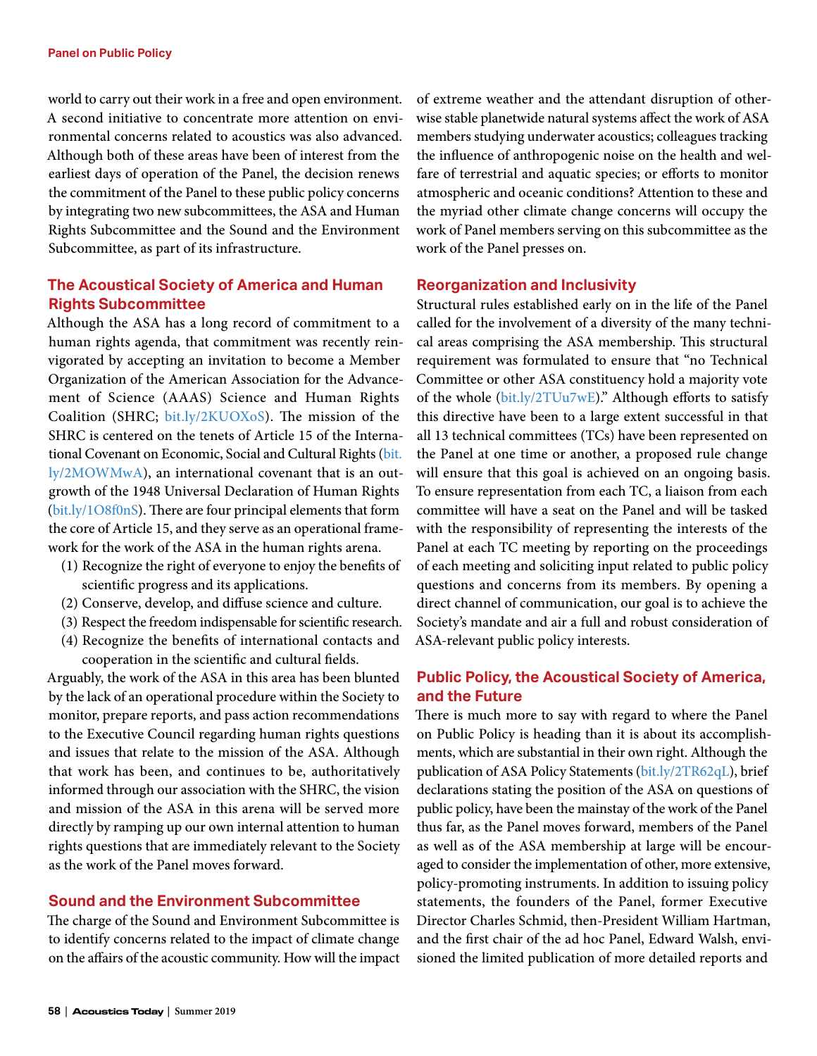world to carry out their work in a free and open environment. A second initiative to concentrate more attention on environmental concerns related to acoustics was also advanced. Although both of these areas have been of interest from the earliest days of operation of the Panel, the decision renews the commitment of the Panel to these public policy concerns by integrating two new subcommittees, the ASA and Human Rights Subcommittee and the Sound and the Environment Subcommittee, as part of its infrastructure.

## The Acoustical Society of America and Human Rights Subcommittee

Although the ASA has a long record of commitment to a human rights agenda, that commitment was recently reinvigorated by accepting an invitation to become a Member Organization of the American Association for the Advancement of Science (AAAS) Science and Human Rights Coalition (SHRC; bit.ly/2KUOXoS). The mission of the SHRC is centered on the tenets of Article 15 of the International Covenant on Economic, Social and Cultural Rights (bit.ly/2MOWMwA), an international covenant that is an outgrowth of the 1948 Universal Declaration of Human Rights (bit.ly/1O8f0nS). There are four principal elements that form the core of Article 15, and they serve as an operational framework for the work of the ASA in the human rights arena.

(1) Recognize the right of everyone to enjoy the benefits of scientific progress and its applications.
(2) Conserve, develop, and diffuse science and culture.
(3) Respect the freedom indispensable for scientific research.
(4) Recognize the benefits of international contacts and cooperation in the scientific and cultural fields.

Arguably, the work of the ASA in this area has been blunted by the lack of an operational procedure within the Society to monitor, prepare reports, and pass action recommendations to the Executive Council regarding human rights questions and issues that relate to the mission of the ASA. Although that work has been, and continues to be, authoritatively informed through our association with the SHRC, the vision and mission of the ASA in this arena will be served more directly by ramping up our own internal attention to human rights questions that are immediately relevant to the Society as the work of the Panel moves forward.

## Sound and the Environment Subcommittee

The charge of the Sound and Environment Subcommittee is to identify concerns related to the impact of climate change on the affairs of the acoustic community. How will the impact of extreme weather and the attendant disruption of otherwise stable planetwide natural systems affect the work of ASA members studying underwater acoustics; colleagues tracking the influence of anthropogenic noise on the health and welfare of terrestrial and aquatic species; or efforts to monitor atmospheric and oceanic conditions? Attention to these and the myriad other climate change concerns will occupy the work of Panel members serving on this subcommittee as the work of the Panel presses on.

## Reorganization and Inclusivity

Structural rules established early on in the life of the Panel called for the involvement of a diversity of the many technical areas comprising the ASA membership. This structural requirement was formulated to ensure that "no Technical Committee or other ASA constituency hold a majority vote of the whole (bit.ly/2TUu7wE)." Although efforts to satisfy this directive have been to a large extent successful in that all 13 technical committees (TCs) have been represented on the Panel at one time or another, a proposed rule change will ensure that this goal is achieved on an ongoing basis. To ensure representation from each TC, a liaison from each committee will have a seat on the Panel and will be tasked with the responsibility of representing the interests of the Panel at each TC meeting by reporting on the proceedings of each meeting and soliciting input related to public policy questions and concerns from its members. By opening a direct channel of communication, our goal is to achieve the Society's mandate and air a full and robust consideration of ASA-relevant public policy interests.

## Public Policy, the Acoustical Society of America, and the Future

There is much more to say with regard to where the Panel on Public Policy is heading than it is about its accomplishments, which are substantial in their own right. Although the publication of ASA Policy Statements (bit.ly/2TR62qL), brief declarations stating the position of the ASA on questions of public policy, have been the mainstay of the work of the Panel thus far, as the Panel moves forward, members of the Panel as well as of the ASA membership at large will be encouraged to consider the implementation of other, more extensive, policy-promoting instruments. In addition to issuing policy statements, the founders of the Panel, former Executive Director Charles Schmid, then-President William Hartman, and the first chair of the ad hoc Panel, Edward Walsh, envisioned the limited publication of more detailed reports and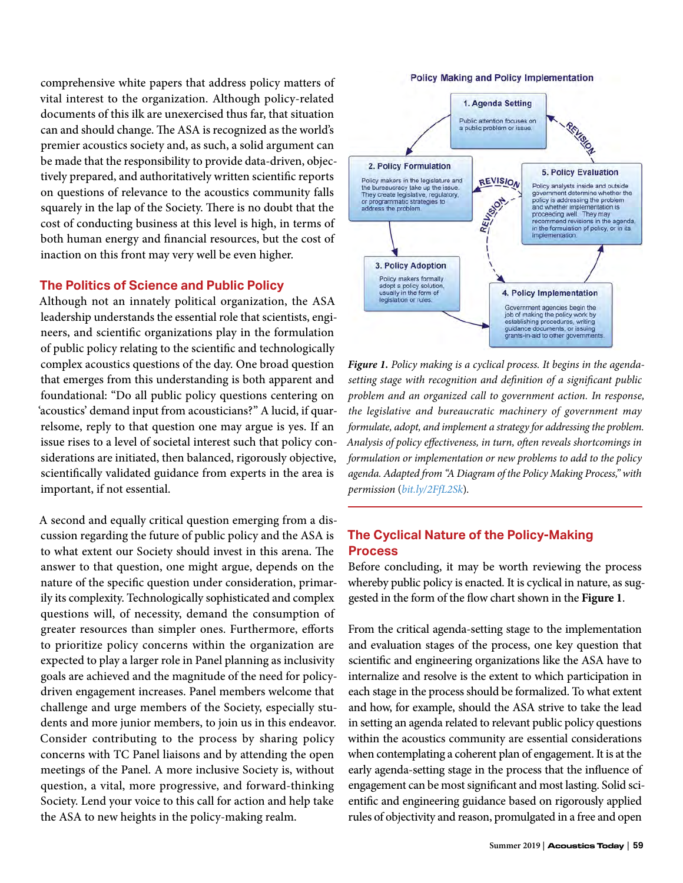comprehensive white papers that address policy matters of vital interest to the organization. Although policy-related documents of this ilk are unexercised thus far, that situation can and should change. The ASA is recognized as the world's premier acoustics society and, as such, a solid argument can be made that the responsibility to provide data-driven, objectively prepared, and authoritatively written scientific reports on questions of relevance to the acoustics community falls squarely in the lap of the Society. There is no doubt that the cost of conducting business at this level is high, in terms of both human energy and financial resources, but the cost of inaction on this front may very well be even higher.

## The Politics of Science and Public Policy

Although not an innately political organization, the ASA leadership understands the essential role that scientists, engineers, and scientific organizations play in the formulation of public policy relating to the scientific and technologically complex acoustics questions of the day. One broad question that emerges from this understanding is both apparent and foundational: "Do all public policy questions centering on 'acoustics' demand input from acousticians?" A lucid, if quarrelsome, reply to that question one may argue is yes. If an issue rises to a level of societal interest such that policy considerations are initiated, then balanced, rigorously objective, scientifically validated guidance from experts in the area is important, if not essential.

A second and equally critical question emerging from a discussion regarding the future of public policy and the ASA is to what extent our Society should invest in this arena. The answer to that question, one might argue, depends on the nature of the specific question under consideration, primarily its complexity. Technologically sophisticated and complex questions will, of necessity, demand the consumption of greater resources than simpler ones. Furthermore, efforts to prioritize policy concerns within the organization are expected to play a larger role in Panel planning as inclusivity goals are achieved and the magnitude of the need for policy-driven engagement increases. Panel members welcome that challenge and urge members of the Society, especially students and more junior members, to join us in this endeavor. Consider contributing to the process by sharing policy concerns with TC Panel liaisons and by attending the open meetings of the Panel. A more inclusive Society is, without question, a vital, more progressive, and forward-thinking Society. Lend your voice to this call for action and help take the ASA to new heights in the policy-making realm.

**Policy Making and Policy Implementation**

**1. Agenda Setting** — Public attention focuses on a public problem or issue.

**2. Policy Formulation** — Policy makers in the legislature and the bureaucracy take up the issue. They create legislative, regulatory, or programmatic strategies to address the problem.

**3. Policy Adoption** — Policy makers formally adopt a policy solution, usually in the form of legislation or rules.

**4. Policy Implementation** — Government agencies begin the job of making the policy work by establishing procedures, writing guidance documents, or issuing grants-in-aid to other governments.

**5. Policy Evaluation** — Policy analysts inside and outside government determine whether the policy is addressing the problem and whether implementation is proceeding well. They may recommend revisions in the agenda, in the formulation of policy, or in its implementation.

REVISION / REVISION / REVISION

***Figure 1.*** *Policy making is a cyclical process. It begins in the agenda-setting stage with recognition and definition of a significant public problem and an organized call to government action. In response, the legislative and bureaucratic machinery of government may formulate, adopt, and implement a strategy for addressing the problem. Analysis of policy effectiveness, in turn, often reveals shortcomings in formulation or implementation or new problems to add to the policy agenda. Adapted from "A Diagram of the Policy Making Process," with permission (bit.ly/2FfL2Sk).*

## The Cyclical Nature of the Policy-Making Process

Before concluding, it may be worth reviewing the process whereby public policy is enacted. It is cyclical in nature, as suggested in the form of the flow chart shown in the **Figure 1**.

From the critical agenda-setting stage to the implementation and evaluation stages of the process, one key question that scientific and engineering organizations like the ASA have to internalize and resolve is the extent to which participation in each stage in the process should be formalized. To what extent and how, for example, should the ASA strive to take the lead in setting an agenda related to relevant public policy questions within the acoustics community are essential considerations when contemplating a coherent plan of engagement. It is at the early agenda-setting stage in the process that the influence of engagement can be most significant and most lasting. Solid scientific and engineering guidance based on rigorously applied rules of objectivity and reason, promulgated in a free and open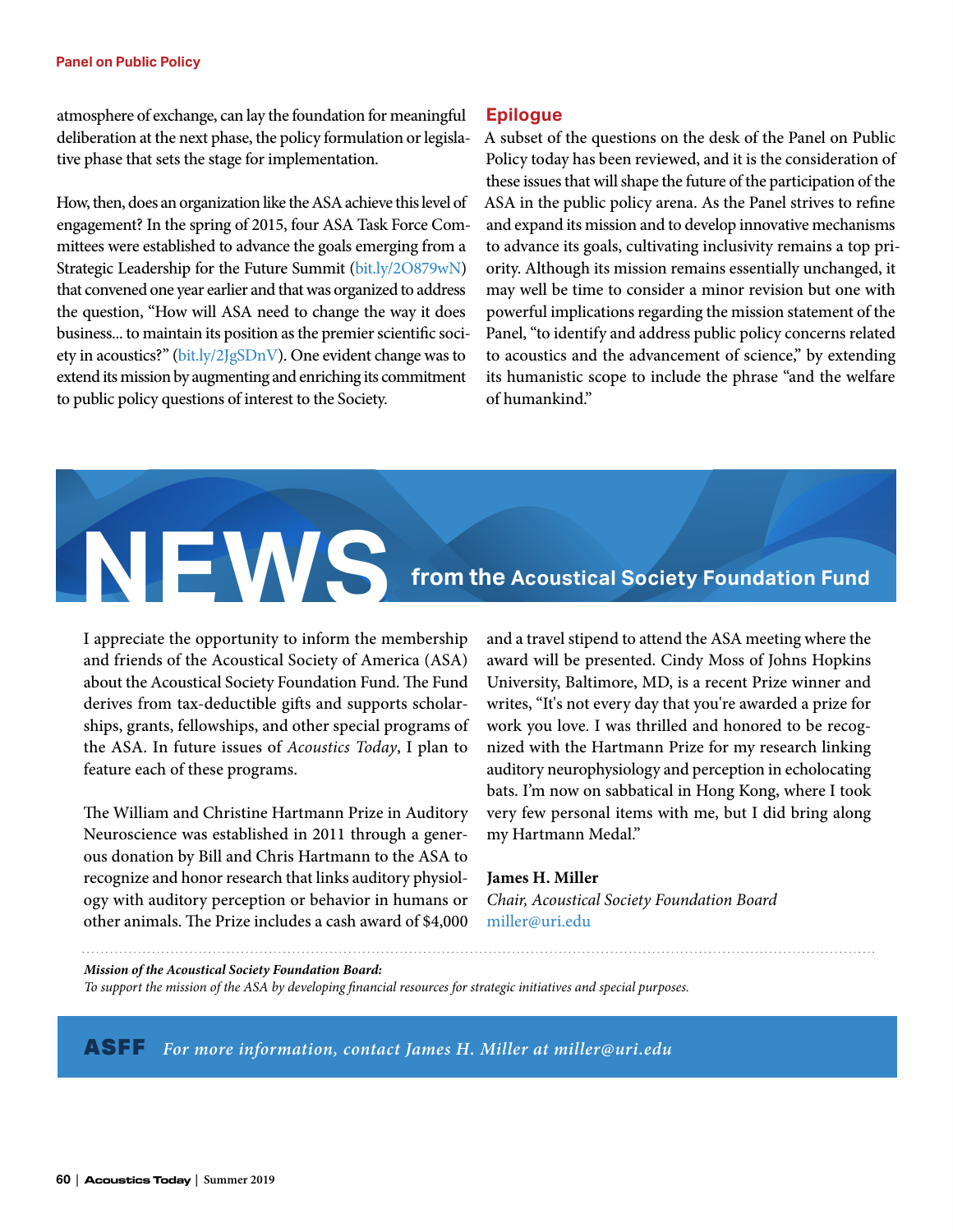atmosphere of exchange, can lay the foundation for meaningful deliberation at the next phase, the policy formulation or legislative phase that sets the stage for implementation.

How, then, does an organization like the ASA achieve this level of engagement? In the spring of 2015, four ASA Task Force Committees were established to advance the goals emerging from a Strategic Leadership for the Future Summit (bit.ly/2O879wN) that convened one year earlier and that was organized to address the question, "How will ASA need to change the way it does business... to maintain its position as the premier scientific society in acoustics?" (bit.ly/2JgSDnV). One evident change was to extend its mission by augmenting and enriching its commitment to public policy questions of interest to the Society.

## Epilogue

A subset of the questions on the desk of the Panel on Public Policy today has been reviewed, and it is the consideration of these issues that will shape the future of the participation of the ASA in the public policy arena. As the Panel strives to refine and expand its mission and to develop innovative mechanisms to advance its goals, cultivating inclusivity remains a top priority. Although its mission remains essentially unchanged, it may well be time to consider a minor revision but one with powerful implications regarding the mission statement of the Panel, "to identify and address public policy concerns related to acoustics and the advancement of science," by extending its humanistic scope to include the phrase "and the welfare of humankind."

# NEWS from the Acoustical Society Foundation Fund

I appreciate the opportunity to inform the membership and friends of the Acoustical Society of America (ASA) about the Acoustical Society Foundation Fund. The Fund derives from tax-deductible gifts and supports scholarships, grants, fellowships, and other special programs of the ASA. In future issues of *Acoustics Today*, I plan to feature each of these programs.

The William and Christine Hartmann Prize in Auditory Neuroscience was established in 2011 through a generous donation by Bill and Chris Hartmann to the ASA to recognize and honor research that links auditory physiology with auditory perception or behavior in humans or other animals. The Prize includes a cash award of $4,000 and a travel stipend to attend the ASA meeting where the award will be presented. Cindy Moss of Johns Hopkins University, Baltimore, MD, is a recent Prize winner and writes, "It's not every day that you're awarded a prize for work you love. I was thrilled and honored to be recognized with the Hartmann Prize for my research linking auditory neurophysiology and perception in echolocating bats. I'm now on sabbatical in Hong Kong, where I took very few personal items with me, but I did bring along my Hartmann Medal."

**James H. Miller**
*Chair, Acoustical Society Foundation Board*
miller@uri.edu

***Mission of the Acoustical Society Foundation Board:***
*To support the mission of the ASA by developing financial resources for strategic initiatives and special purposes.*

**ASFF** *For more information, contact James H. Miller at miller@uri.edu*